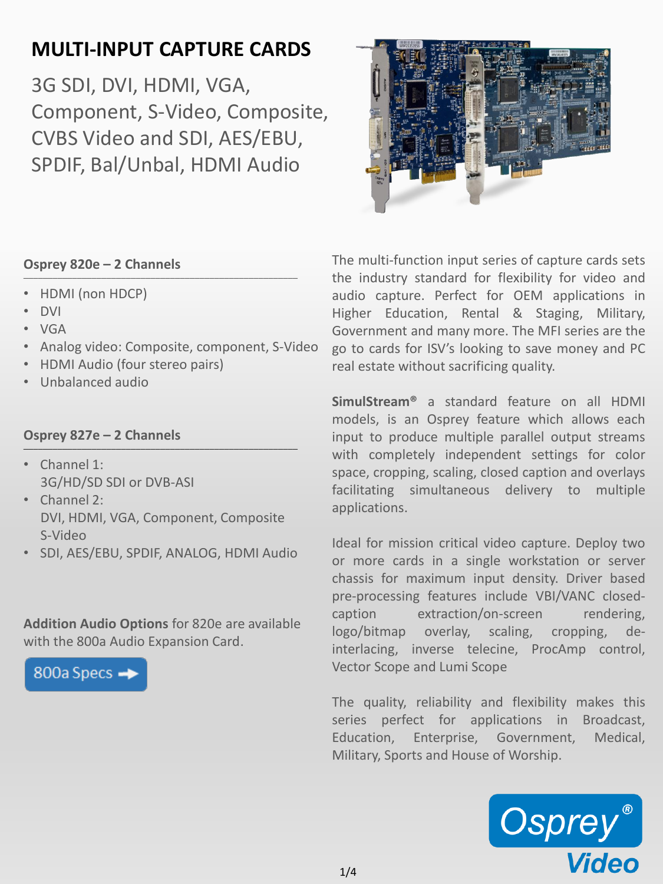# MULTI-INPUT CAPTURE CARDS

3G SDI, DVI, HDMI, VGA, Component, S-Video, Composite, CVBS Video and SDI, AES/EBU, SPDIF, Bal/Unbal, HDMI Audio

### Osprey 820e – 2 Channels

- HDMI (non HDCP)
- DVI
- VGA
- Analog video: Composite, component, S-Video
- HDMI Audio (four stereo pairs)
- Unbalanced audio

### Osprey 827e – 2 Channels

- Channel 1:
  3G/HD/SD SDI or DVB-ASI
- Channel 2:
  DVI, HDMI, VGA, Component, Composite
  S-Video
- SDI, AES/EBU, SPDIF, ANALOG, HDMI Audio

**Addition Audio Options** for 820e are available with the 800a Audio Expansion Card.

800a Specs

The multi-function input series of capture cards sets the industry standard for flexibility for video and audio capture. Perfect for OEM applications in Higher Education, Rental & Staging, Military, Government and many more. The MFI series are the go to cards for ISV's looking to save money and PC real estate without sacrificing quality.

**SimulStream®** a standard feature on all HDMI models, is an Osprey feature which allows each input to produce multiple parallel output streams with completely independent settings for color space, cropping, scaling, closed caption and overlays facilitating simultaneous delivery to multiple applications.

Ideal for mission critical video capture. Deploy two or more cards in a single workstation or server chassis for maximum input density. Driver based pre-processing features include VBI/VANC closed-caption extraction/on-screen rendering, logo/bitmap overlay, scaling, cropping, de-interlacing, inverse telecine, ProcAmp control, Vector Scope and Lumi Scope

The quality, reliability and flexibility makes this series perfect for applications in Broadcast, Education, Enterprise, Government, Medical, Military, Sports and House of Worship.

Osprey® Video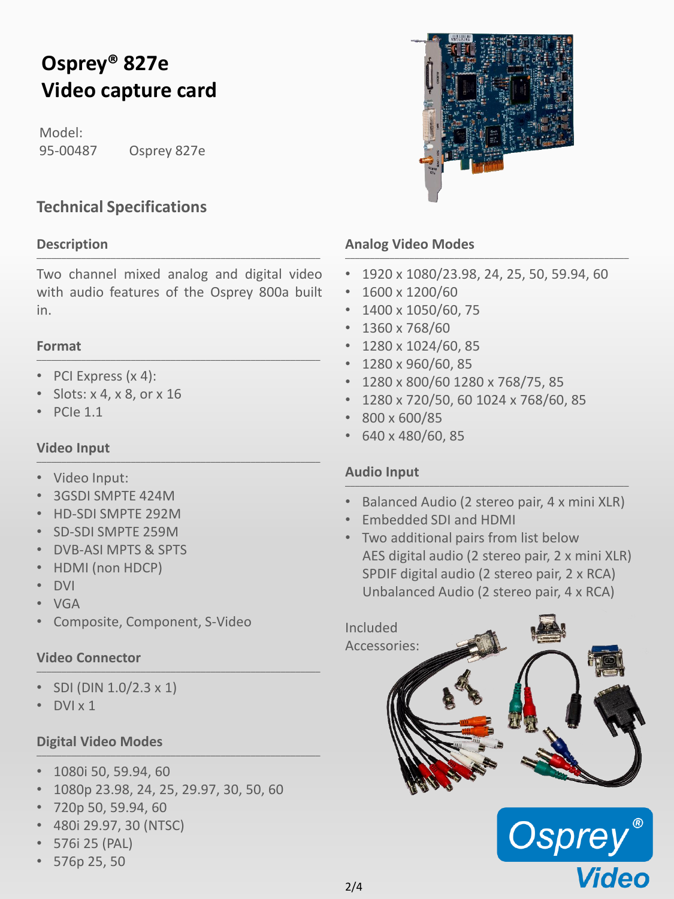# Osprey® 827e Video capture card

Model:
95-00487 Osprey 827e

## Technical Specifications

### Description

Two channel mixed analog and digital video with audio features of the Osprey 800a built in.

### Format

- PCI Express (x 4):
- Slots: x 4, x 8, or x 16
- PCIe 1.1

### Video Input

- Video Input:
- 3GSDI SMPTE 424M
- HD-SDI SMPTE 292M
- SD-SDI SMPTE 259M
- DVB-ASI MPTS & SPTS
- HDMI (non HDCP)
- DVI
- VGA
- Composite, Component, S-Video

### Video Connector

- SDI (DIN 1.0/2.3 x 1)
- DVI x 1

### Digital Video Modes

- 1080i 50, 59.94, 60
- 1080p 23.98, 24, 25, 29.97, 30, 50, 60
- 720p 50, 59.94, 60
- 480i 29.97, 30 (NTSC)
- 576i 25 (PAL)
- 576p 25, 50

### Analog Video Modes

- 1920 x 1080/23.98, 24, 25, 50, 59.94, 60
- 1600 x 1200/60
- 1400 x 1050/60, 75
- 1360 x 768/60
- 1280 x 1024/60, 85
- 1280 x 960/60, 85
- 1280 x 800/60 1280 x 768/75, 85
- 1280 x 720/50, 60 1024 x 768/60, 85
- 800 x 600/85
- 640 x 480/60, 85

### Audio Input

- Balanced Audio (2 stereo pair, 4 x mini XLR)
- Embedded SDI and HDMI
- Two additional pairs from list below
  AES digital audio (2 stereo pair, 2 x mini XLR)
  SPDIF digital audio (2 stereo pair, 2 x RCA)
  Unbalanced Audio (2 stereo pair, 4 x RCA)

Included Accessories: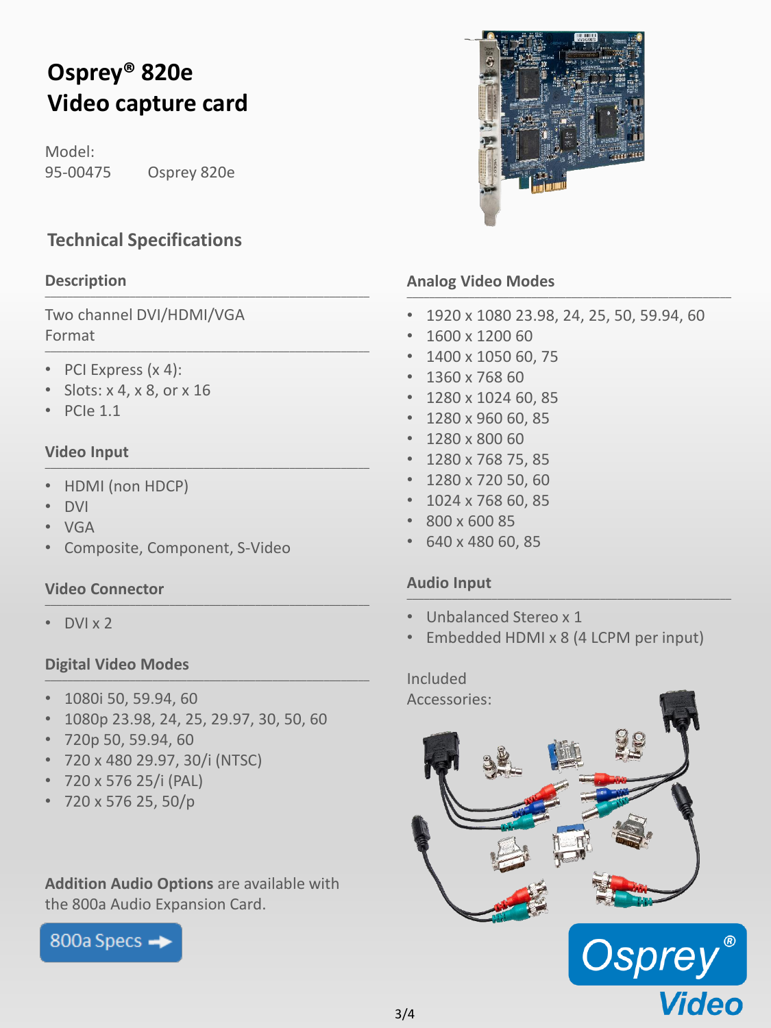# Osprey® 820e Video capture card

Model:
95-00475 Osprey 820e

## Technical Specifications

### Description

Two channel DVI/HDMI/VGA

Format

- PCI Express (x 4):
- Slots: x 4, x 8, or x 16
- PCIe 1.1

### Video Input

- HDMI (non HDCP)
- DVI
- VGA
- Composite, Component, S-Video

### Video Connector

- DVI x 2

### Digital Video Modes

- 1080i 50, 59.94, 60
- 1080p 23.98, 24, 25, 29.97, 30, 50, 60
- 720p 50, 59.94, 60
- 720 x 480 29.97, 30/i (NTSC)
- 720 x 576 25/i (PAL)
- 720 x 576 25, 50/p

**Addition Audio Options** are available with the 800a Audio Expansion Card.

800a Specs

### Analog Video Modes

- 1920 x 1080 23.98, 24, 25, 50, 59.94, 60
- 1600 x 1200 60
- 1400 x 1050 60, 75
- 1360 x 768 60
- 1280 x 1024 60, 85
- 1280 x 960 60, 85
- 1280 x 800 60
- 1280 x 768 75, 85
- 1280 x 720 50, 60
- 1024 x 768 60, 85
- 800 x 600 85
- 640 x 480 60, 85

### Audio Input

- Unbalanced Stereo x 1
- Embedded HDMI x 8 (4 LCPM per input)

Included Accessories: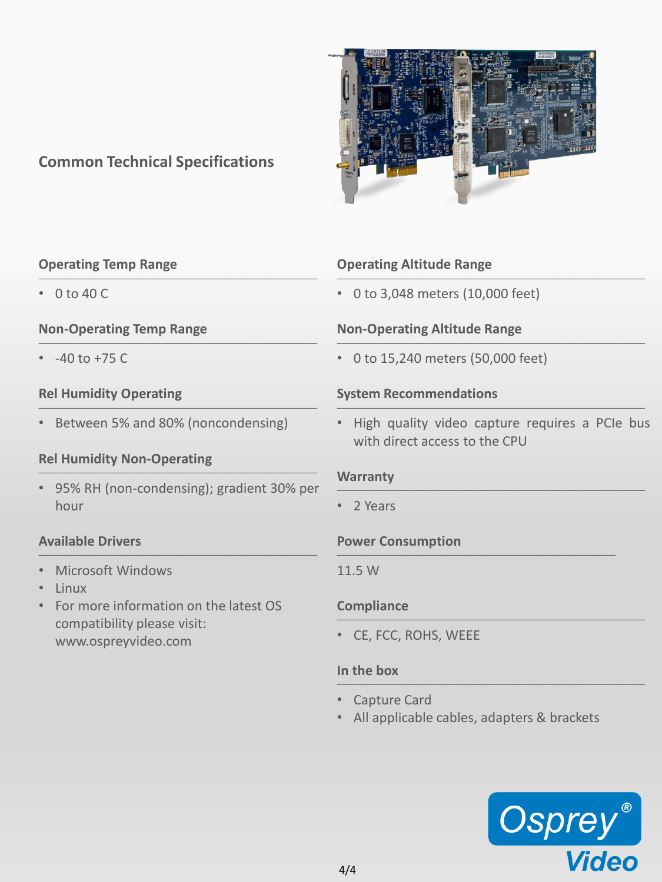## Common Technical Specifications

### Operating Temp Range

- 0 to 40 C

### Non-Operating Temp Range

- -40 to +75 C

### Rel Humidity Operating

- Between 5% and 80% (noncondensing)

### Rel Humidity Non-Operating

- 95% RH (non-condensing); gradient 30% per hour

### Available Drivers

- Microsoft Windows
- Linux
- For more information on the latest OS compatibility please visit: www.ospreyvideo.com

### Operating Altitude Range

- 0 to 3,048 meters (10,000 feet)

### Non-Operating Altitude Range

- 0 to 15,240 meters (50,000 feet)

### System Recommendations

- High quality video capture requires a PCIe bus with direct access to the CPU

### Warranty

- 2 Years

### Power Consumption

11.5 W

### Compliance

- CE, FCC, ROHS, WEEE

### In the box

- Capture Card
- All applicable cables, adapters & brackets

Osprey® Video